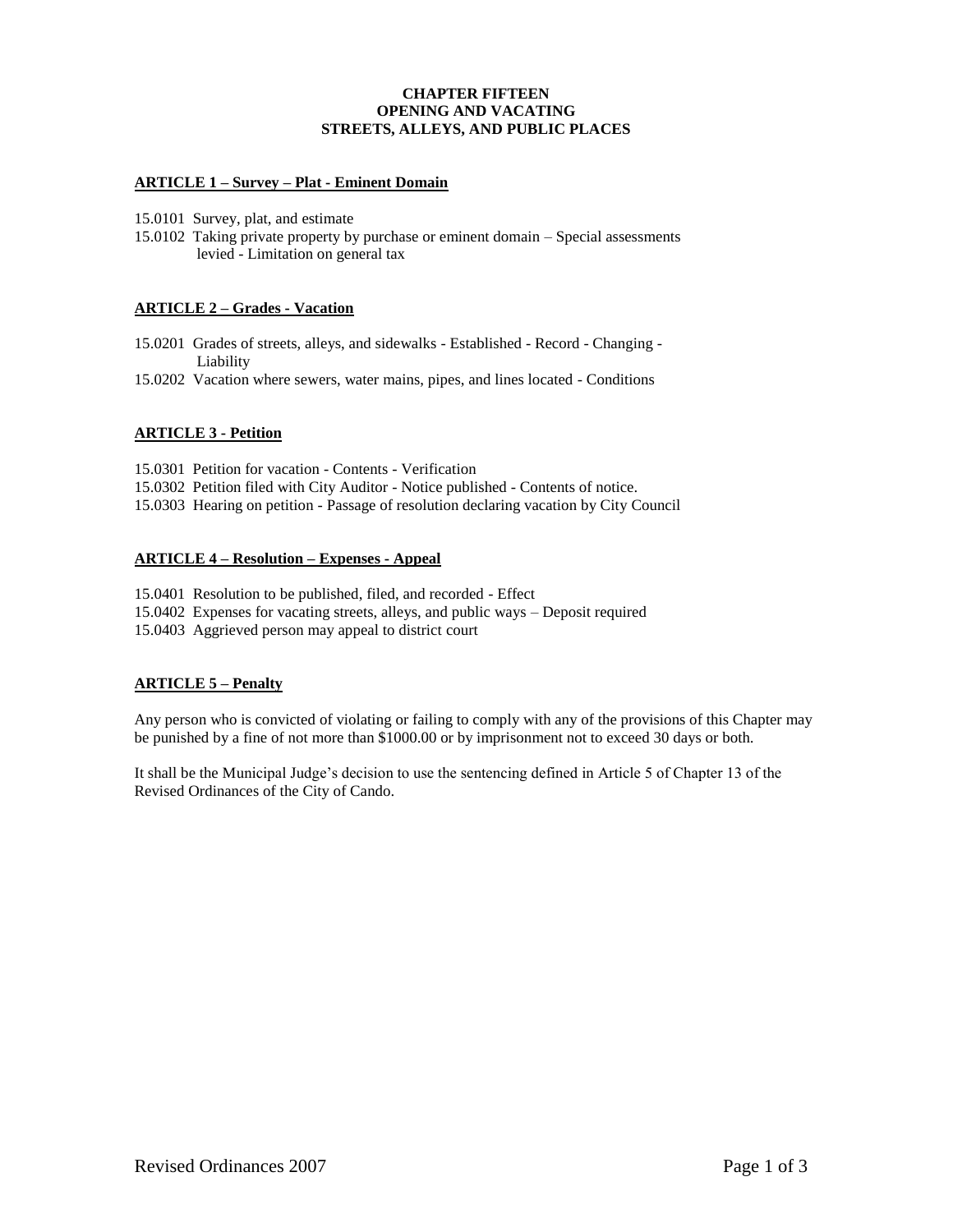# CHAPTER FIFTEEN
# OPENING AND VACATING
# STREETS, ALLEYS, AND PUBLIC PLACES

## ARTICLE 1 – Survey – Plat - Eminent Domain

15.0101 Survey, plat, and estimate

15.0102 Taking private property by purchase or eminent domain – Special assessments levied - Limitation on general tax

## ARTICLE 2 – Grades - Vacation

15.0201 Grades of streets, alleys, and sidewalks - Established - Record - Changing - Liability

15.0202 Vacation where sewers, water mains, pipes, and lines located - Conditions

## ARTICLE 3 - Petition

15.0301 Petition for vacation - Contents - Verification

15.0302 Petition filed with City Auditor - Notice published - Contents of notice.

15.0303 Hearing on petition - Passage of resolution declaring vacation by City Council

## ARTICLE 4 – Resolution – Expenses - Appeal

15.0401 Resolution to be published, filed, and recorded - Effect

15.0402 Expenses for vacating streets, alleys, and public ways – Deposit required

15.0403 Aggrieved person may appeal to district court

## ARTICLE 5 – Penalty

Any person who is convicted of violating or failing to comply with any of the provisions of this Chapter may be punished by a fine of not more than $1000.00 or by imprisonment not to exceed 30 days or both.

It shall be the Municipal Judge's decision to use the sentencing defined in Article 5 of Chapter 13 of the Revised Ordinances of the City of Cando.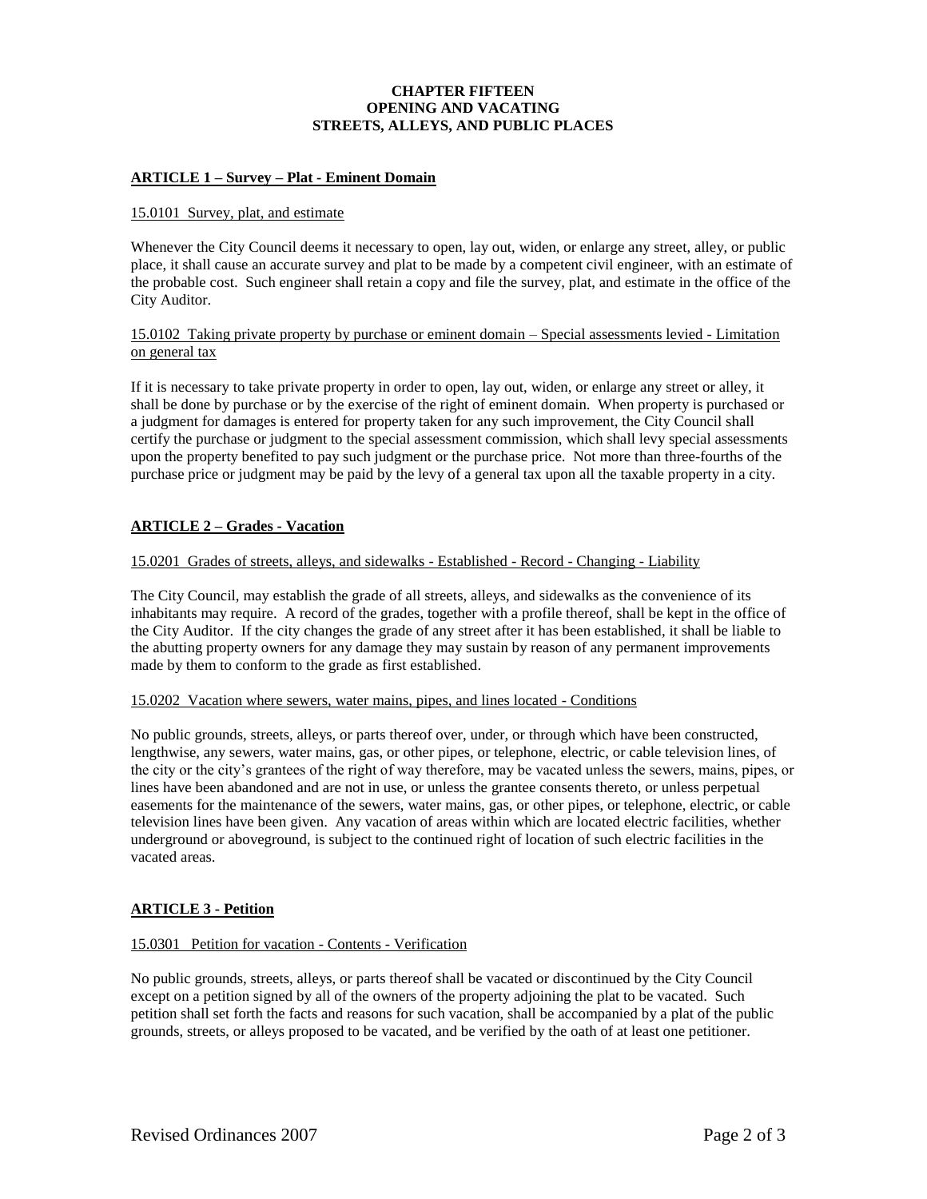# CHAPTER FIFTEEN
# OPENING AND VACATING
# STREETS, ALLEYS, AND PUBLIC PLACES

## ARTICLE 1 – Survey – Plat - Eminent Domain

### 15.0101 Survey, plat, and estimate

Whenever the City Council deems it necessary to open, lay out, widen, or enlarge any street, alley, or public place, it shall cause an accurate survey and plat to be made by a competent civil engineer, with an estimate of the probable cost. Such engineer shall retain a copy and file the survey, plat, and estimate in the office of the City Auditor.

### 15.0102 Taking private property by purchase or eminent domain – Special assessments levied - Limitation on general tax

If it is necessary to take private property in order to open, lay out, widen, or enlarge any street or alley, it shall be done by purchase or by the exercise of the right of eminent domain. When property is purchased or a judgment for damages is entered for property taken for any such improvement, the City Council shall certify the purchase or judgment to the special assessment commission, which shall levy special assessments upon the property benefited to pay such judgment or the purchase price. Not more than three-fourths of the purchase price or judgment may be paid by the levy of a general tax upon all the taxable property in a city.

## ARTICLE 2 – Grades - Vacation

### 15.0201 Grades of streets, alleys, and sidewalks - Established - Record - Changing - Liability

The City Council, may establish the grade of all streets, alleys, and sidewalks as the convenience of its inhabitants may require. A record of the grades, together with a profile thereof, shall be kept in the office of the City Auditor. If the city changes the grade of any street after it has been established, it shall be liable to the abutting property owners for any damage they may sustain by reason of any permanent improvements made by them to conform to the grade as first established.

### 15.0202 Vacation where sewers, water mains, pipes, and lines located - Conditions

No public grounds, streets, alleys, or parts thereof over, under, or through which have been constructed, lengthwise, any sewers, water mains, gas, or other pipes, or telephone, electric, or cable television lines, of the city or the city's grantees of the right of way therefore, may be vacated unless the sewers, mains, pipes, or lines have been abandoned and are not in use, or unless the grantee consents thereto, or unless perpetual easements for the maintenance of the sewers, water mains, gas, or other pipes, or telephone, electric, or cable television lines have been given. Any vacation of areas within which are located electric facilities, whether underground or aboveground, is subject to the continued right of location of such electric facilities in the vacated areas.

## ARTICLE 3 - Petition

### 15.0301 Petition for vacation - Contents - Verification

No public grounds, streets, alleys, or parts thereof shall be vacated or discontinued by the City Council except on a petition signed by all of the owners of the property adjoining the plat to be vacated. Such petition shall set forth the facts and reasons for such vacation, shall be accompanied by a plat of the public grounds, streets, or alleys proposed to be vacated, and be verified by the oath of at least one petitioner.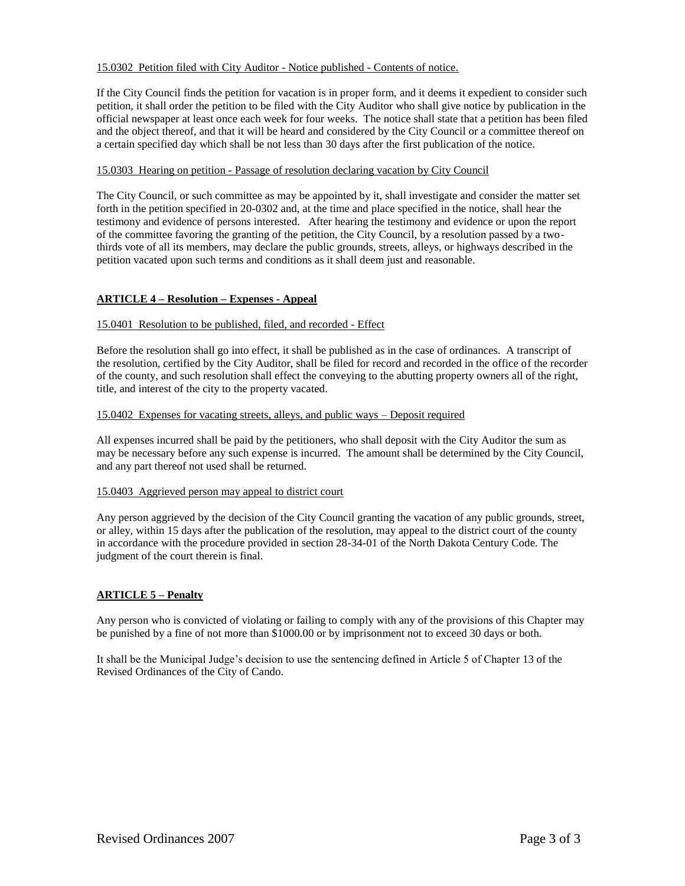15.0302 Petition filed with City Auditor - Notice published - Contents of notice.

If the City Council finds the petition for vacation is in proper form, and it deems it expedient to consider such petition, it shall order the petition to be filed with the City Auditor who shall give notice by publication in the official newspaper at least once each week for four weeks. The notice shall state that a petition has been filed and the object thereof, and that it will be heard and considered by the City Council or a committee thereof on a certain specified day which shall be not less than 30 days after the first publication of the notice.

15.0303 Hearing on petition - Passage of resolution declaring vacation by City Council

The City Council, or such committee as may be appointed by it, shall investigate and consider the matter set forth in the petition specified in 20-0302 and, at the time and place specified in the notice, shall hear the testimony and evidence of persons interested. After hearing the testimony and evidence or upon the report of the committee favoring the granting of the petition, the City Council, by a resolution passed by a two-thirds vote of all its members, may declare the public grounds, streets, alleys, or highways described in the petition vacated upon such terms and conditions as it shall deem just and reasonable.

## ARTICLE 4 – Resolution – Expenses - Appeal

15.0401 Resolution to be published, filed, and recorded - Effect

Before the resolution shall go into effect, it shall be published as in the case of ordinances. A transcript of the resolution, certified by the City Auditor, shall be filed for record and recorded in the office of the recorder of the county, and such resolution shall effect the conveying to the abutting property owners all of the right, title, and interest of the city to the property vacated.

15.0402 Expenses for vacating streets, alleys, and public ways – Deposit required

All expenses incurred shall be paid by the petitioners, who shall deposit with the City Auditor the sum as may be necessary before any such expense is incurred. The amount shall be determined by the City Council, and any part thereof not used shall be returned.

15.0403 Aggrieved person may appeal to district court

Any person aggrieved by the decision of the City Council granting the vacation of any public grounds, street, or alley, within 15 days after the publication of the resolution, may appeal to the district court of the county in accordance with the procedure provided in section 28-34-01 of the North Dakota Century Code. The judgment of the court therein is final.

## ARTICLE 5 – Penalty

Any person who is convicted of violating or failing to comply with any of the provisions of this Chapter may be punished by a fine of not more than $1000.00 or by imprisonment not to exceed 30 days or both.

It shall be the Municipal Judge's decision to use the sentencing defined in Article 5 of Chapter 13 of the Revised Ordinances of the City of Cando.